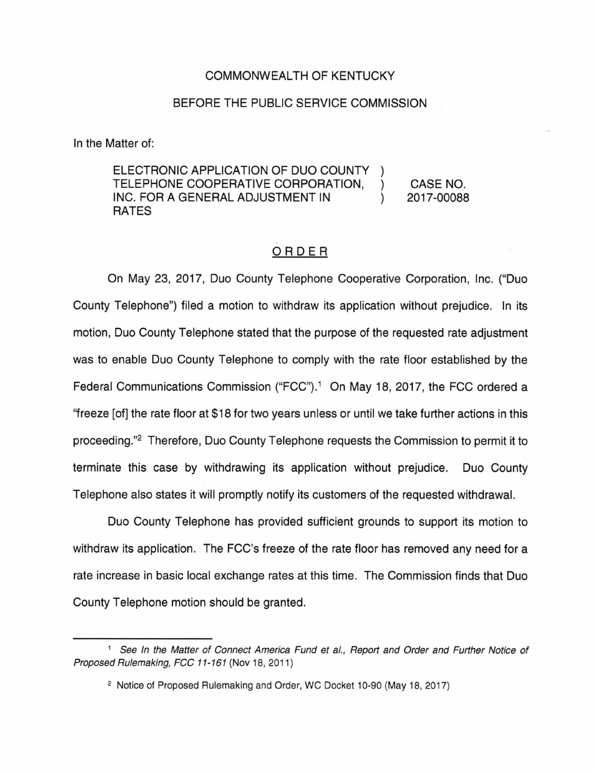COMMONWEALTH OF KENTUCKY

BEFORE THE PUBLIC SERVICE COMMISSION

In the Matter of:

ELECTRONIC APPLICATION OF DUO COUNTY TELEPHONE COOPERATIVE CORPORATION, INC. FOR A GENERAL ADJUSTMENT IN RATES ) CASE NO. 2017-00088

# ORDER

On May 23, 2017, Duo County Telephone Cooperative Corporation, Inc. ("Duo County Telephone") filed a motion to withdraw its application without prejudice. In its motion, Duo County Telephone stated that the purpose of the requested rate adjustment was to enable Duo County Telephone to comply with the rate floor established by the Federal Communications Commission ("FCC").[1] On May 18, 2017, the FCC ordered a "freeze [of] the rate floor at $18 for two years unless or until we take further actions in this proceeding."[2] Therefore, Duo County Telephone requests the Commission to permit it to terminate this case by withdrawing its application without prejudice. Duo County Telephone also states it will promptly notify its customers of the requested withdrawal.

Duo County Telephone has provided sufficient grounds to support its motion to withdraw its application. The FCC's freeze of the rate floor has removed any need for a rate increase in basic local exchange rates at this time. The Commission finds that Duo County Telephone motion should be granted.

---

[1] See *In the Matter of Connect America Fund et al., Report and Order and Further Notice of Proposed Rulemaking, FCC 11-161* (Nov 18, 2011)

[2] Notice of Proposed Rulemaking and Order, WC Docket 10-90 (May 18, 2017)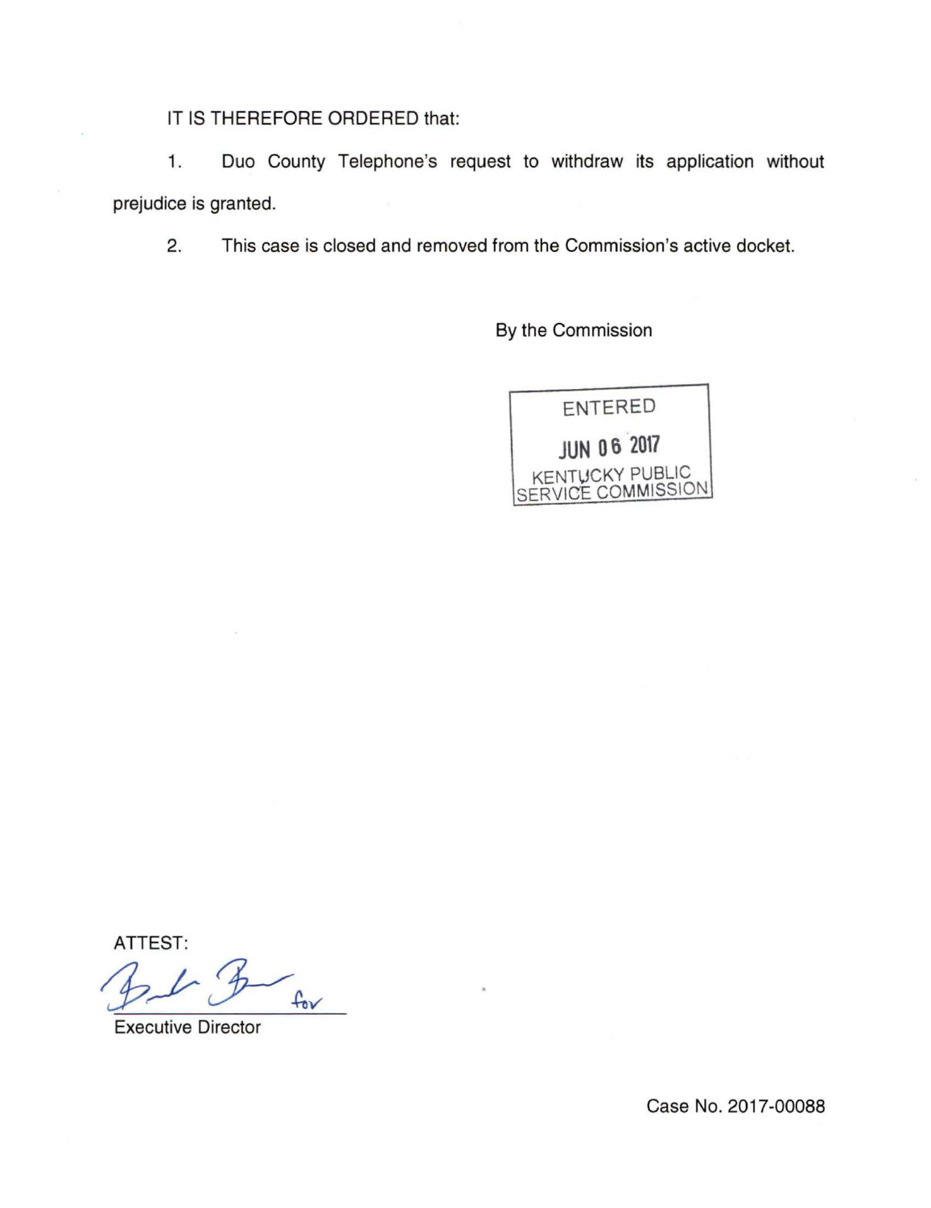IT IS THEREFORE ORDERED that:

1. Duo County Telephone's request to withdraw its application without prejudice is granted.

2. This case is closed and removed from the Commission's active docket.

By the Commission

ENTERED

JUN 06 2017

KENTUCKY PUBLIC SERVICE COMMISSION

ATTEST:

for

Executive Director

Case No. 2017-00088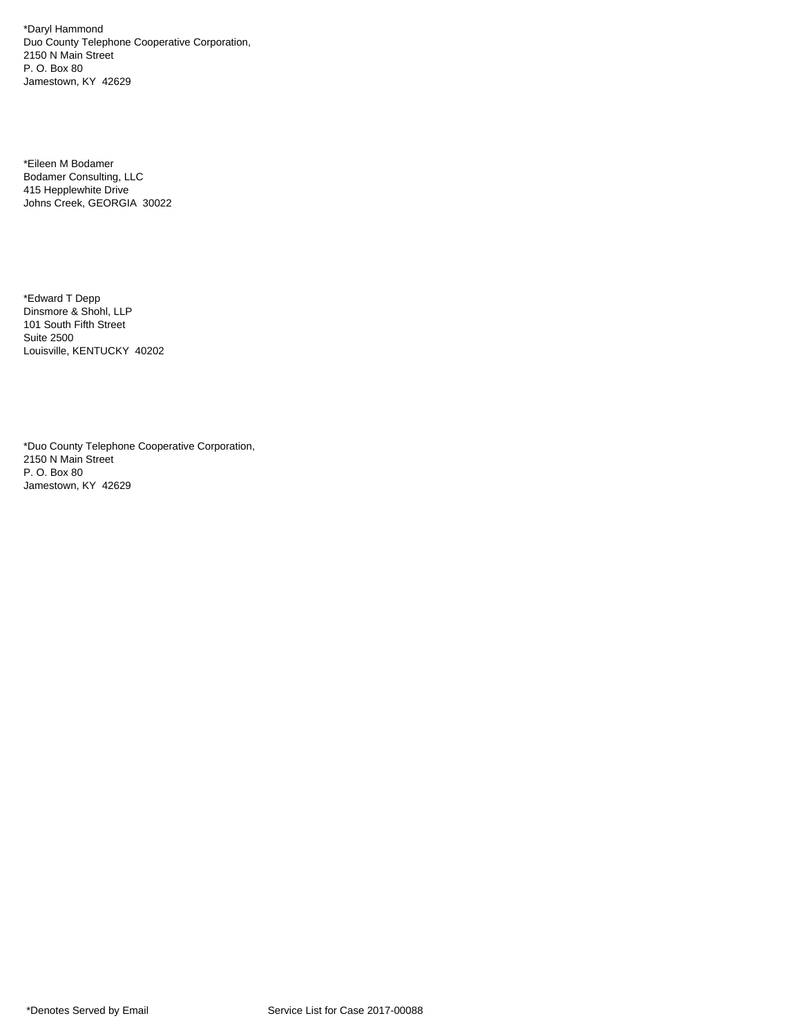*Daryl Hammond
Duo County Telephone Cooperative Corporation,
2150 N Main Street
P. O. Box 80
Jamestown, KY 42629

*Eileen M Bodamer
Bodamer Consulting, LLC
415 Hepplewhite Drive
Johns Creek, GEORGIA 30022

*Edward T Depp
Dinsmore & Shohl, LLP
101 South Fifth Street
Suite 2500
Louisville, KENTUCKY 40202

*Duo County Telephone Cooperative Corporation,
2150 N Main Street
P. O. Box 80
Jamestown, KY 42629

*Denotes Served by Email

Service List for Case 2017-00088